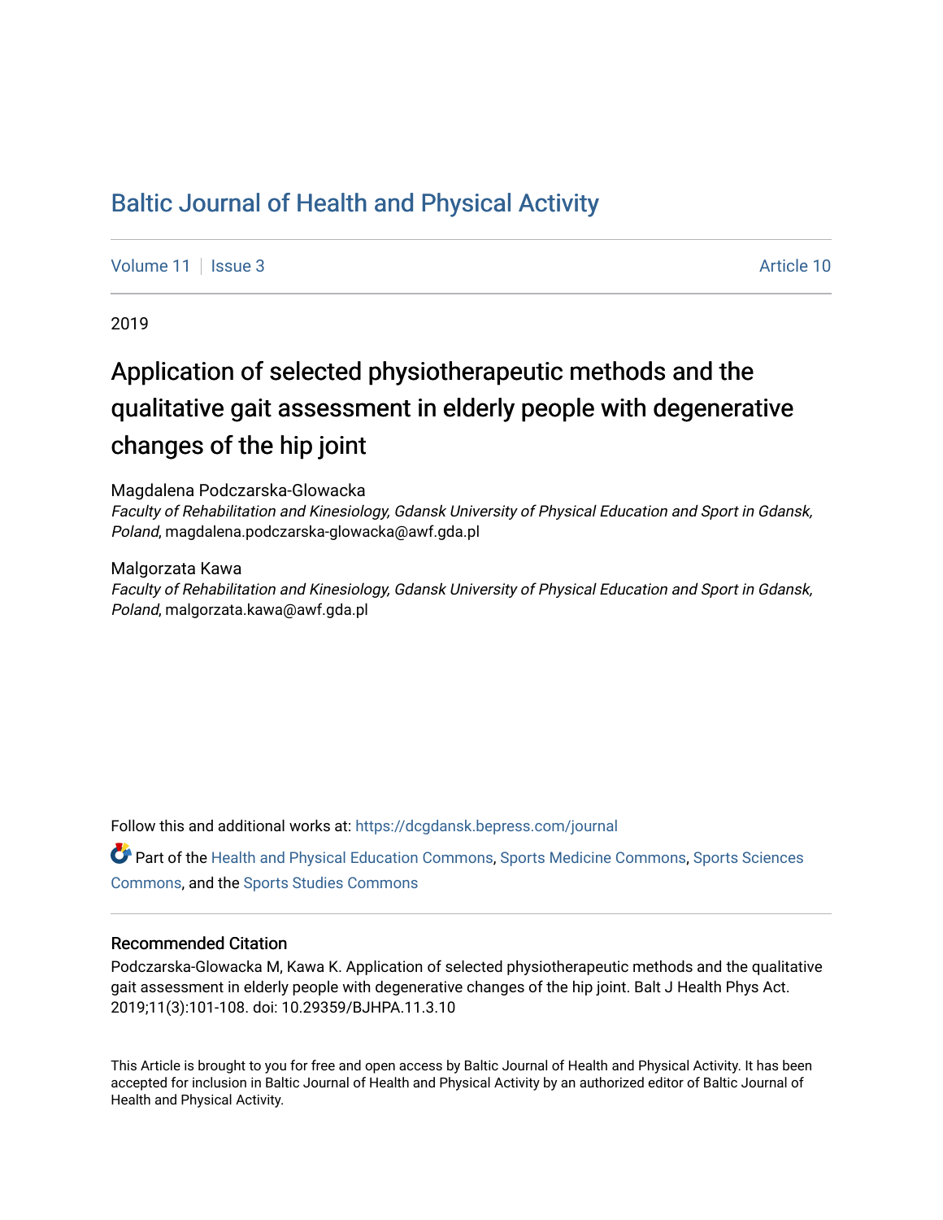# Baltic Journal of Health and Physical Activity

Volume 11 | Issue 3 | Article 10

2019

## Application of selected physiotherapeutic methods and the qualitative gait assessment in elderly people with degenerative changes of the hip joint

Magdalena Podczarska-Glowacka
*Faculty of Rehabilitation and Kinesiology, Gdansk University of Physical Education and Sport in Gdansk, Poland*, magdalena.podczarska-glowacka@awf.gda.pl

Malgorzata Kawa
*Faculty of Rehabilitation and Kinesiology, Gdansk University of Physical Education and Sport in Gdansk, Poland*, malgorzata.kawa@awf.gda.pl

Follow this and additional works at: https://dcgdansk.bepress.com/journal

Part of the Health and Physical Education Commons, Sports Medicine Commons, Sports Sciences Commons, and the Sports Studies Commons

### Recommended Citation

Podczarska-Glowacka M, Kawa K. Application of selected physiotherapeutic methods and the qualitative gait assessment in elderly people with degenerative changes of the hip joint. Balt J Health Phys Act. 2019;11(3):101-108. doi: 10.29359/BJHPA.11.3.10

This Article is brought to you for free and open access by Baltic Journal of Health and Physical Activity. It has been accepted for inclusion in Baltic Journal of Health and Physical Activity by an authorized editor of Baltic Journal of Health and Physical Activity.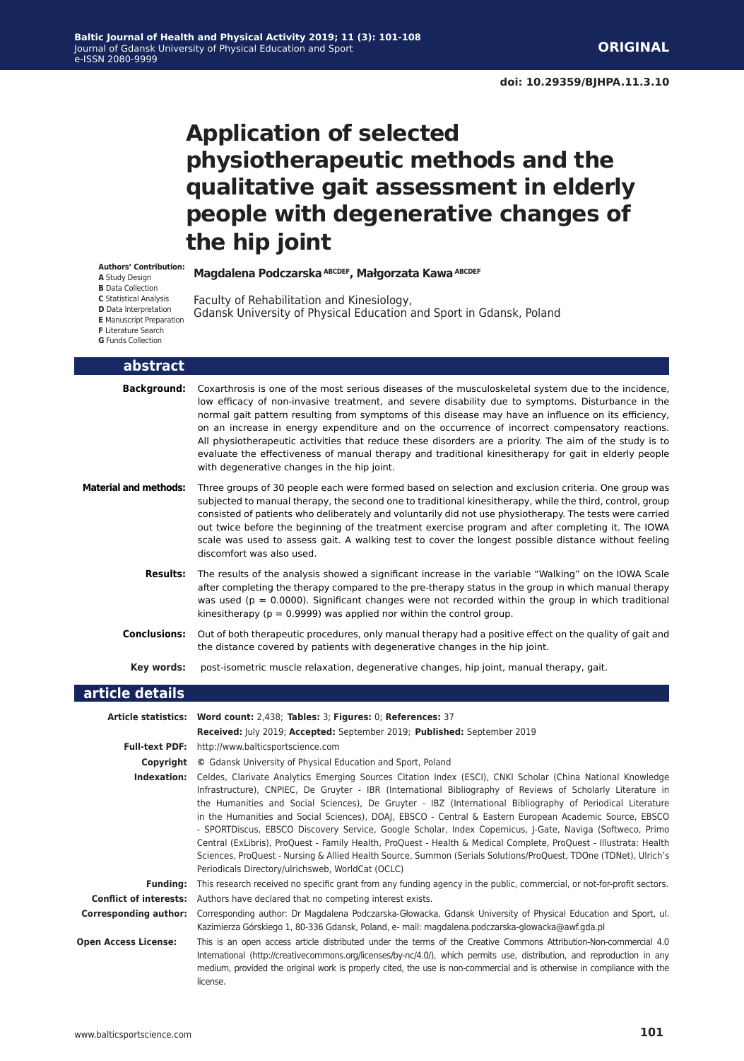**ORIGINAL**

**doi: 10.29359/BJHPA.11.3.10**

# Application of selected physiotherapeutic methods and the qualitative gait assessment in elderly people with degenerative changes of the hip joint

**Authors' Contribution:**
**A** Study Design
**B** Data Collection
**C** Statistical Analysis
**D** Data Interpretation
**E** Manuscript Preparation
**F** Literature Search
**G** Funds Collection

**Magdalena Podczarska** [ABCDEF]**, Małgorzata Kawa** [ABCDEF]

Faculty of Rehabilitation and Kinesiology,
Gdansk University of Physical Education and Sport in Gdansk, Poland

## abstract

**Background:** Coxarthrosis is one of the most serious diseases of the musculoskeletal system due to the incidence, low efficacy of non-invasive treatment, and severe disability due to symptoms. Disturbance in the normal gait pattern resulting from symptoms of this disease may have an influence on its efficiency, on an increase in energy expenditure and on the occurrence of incorrect compensatory reactions. All physiotherapeutic activities that reduce these disorders are a priority. The aim of the study is to evaluate the effectiveness of manual therapy and traditional kinesitherapy for gait in elderly people with degenerative changes in the hip joint.

**Material and methods:** Three groups of 30 people each were formed based on selection and exclusion criteria. One group was subjected to manual therapy, the second one to traditional kinesitherapy, while the third, control, group consisted of patients who deliberately and voluntarily did not use physiotherapy. The tests were carried out twice before the beginning of the treatment exercise program and after completing it. The IOWA scale was used to assess gait. A walking test to cover the longest possible distance without feeling discomfort was also used.

**Results:** The results of the analysis showed a significant increase in the variable "Walking" on the IOWA Scale after completing the therapy compared to the pre-therapy status in the group in which manual therapy was used ($p = 0.0000$). Significant changes were not recorded within the group in which traditional kinesitherapy ($p = 0.9999$) was applied nor within the control group.

**Conclusions:** Out of both therapeutic procedures, only manual therapy had a positive effect on the quality of gait and the distance covered by patients with degenerative changes in the hip joint.

**Key words:** post-isometric muscle relaxation, degenerative changes, hip joint, manual therapy, gait.

## article details

**Article statistics:** **Word count:** 2,438; **Tables:** 3; **Figures:** 0; **References:** 37
**Received:** July 2019; **Accepted:** September 2019; **Published:** September 2019

**Full-text PDF:** http://www.balticsportscience.com

**Copyright** © Gdansk University of Physical Education and Sport, Poland

**Indexation:** Celdes, Clarivate Analytics Emerging Sources Citation Index (ESCI), CNKI Scholar (China National Knowledge Infrastructure), CNPIEC, De Gruyter - IBR (International Bibliography of Reviews of Scholarly Literature in the Humanities and Social Sciences), De Gruyter - IBZ (International Bibliography of Periodical Literature in the Humanities and Social Sciences), DOAJ, EBSCO - Central & Eastern European Academic Source, EBSCO - SPORTDiscus, EBSCO Discovery Service, Google Scholar, Index Copernicus, J-Gate, Naviga (Softweco, Primo Central (ExLibris), ProQuest - Family Health, ProQuest - Health & Medical Complete, ProQuest - Illustrata: Health Sciences, ProQuest - Nursing & Allied Health Source, Summon (Serials Solutions/ProQuest, TDOne (TDNet), Ulrich's Periodicals Directory/ulrichsweb, WorldCat (OCLC)

**Funding:** This research received no specific grant from any funding agency in the public, commercial, or not-for-profit sectors.

**Conflict of interests:** Authors have declared that no competing interest exists.

**Corresponding author:** Corresponding author: Dr Magdalena Podczarska-Głowacka, Gdansk University of Physical Education and Sport, ul. Kazimierza Górskiego 1, 80-336 Gdansk, Poland, e- mail: magdalena.podczarska-glowacka@awf.gda.pl

**Open Access License:** This is an open access article distributed under the terms of the Creative Commons Attribution-Non-commercial 4.0 International (http://creativecommons.org/licenses/by-nc/4.0/), which permits use, distribution, and reproduction in any medium, provided the original work is properly cited, the use is non-commercial and is otherwise in compliance with the license.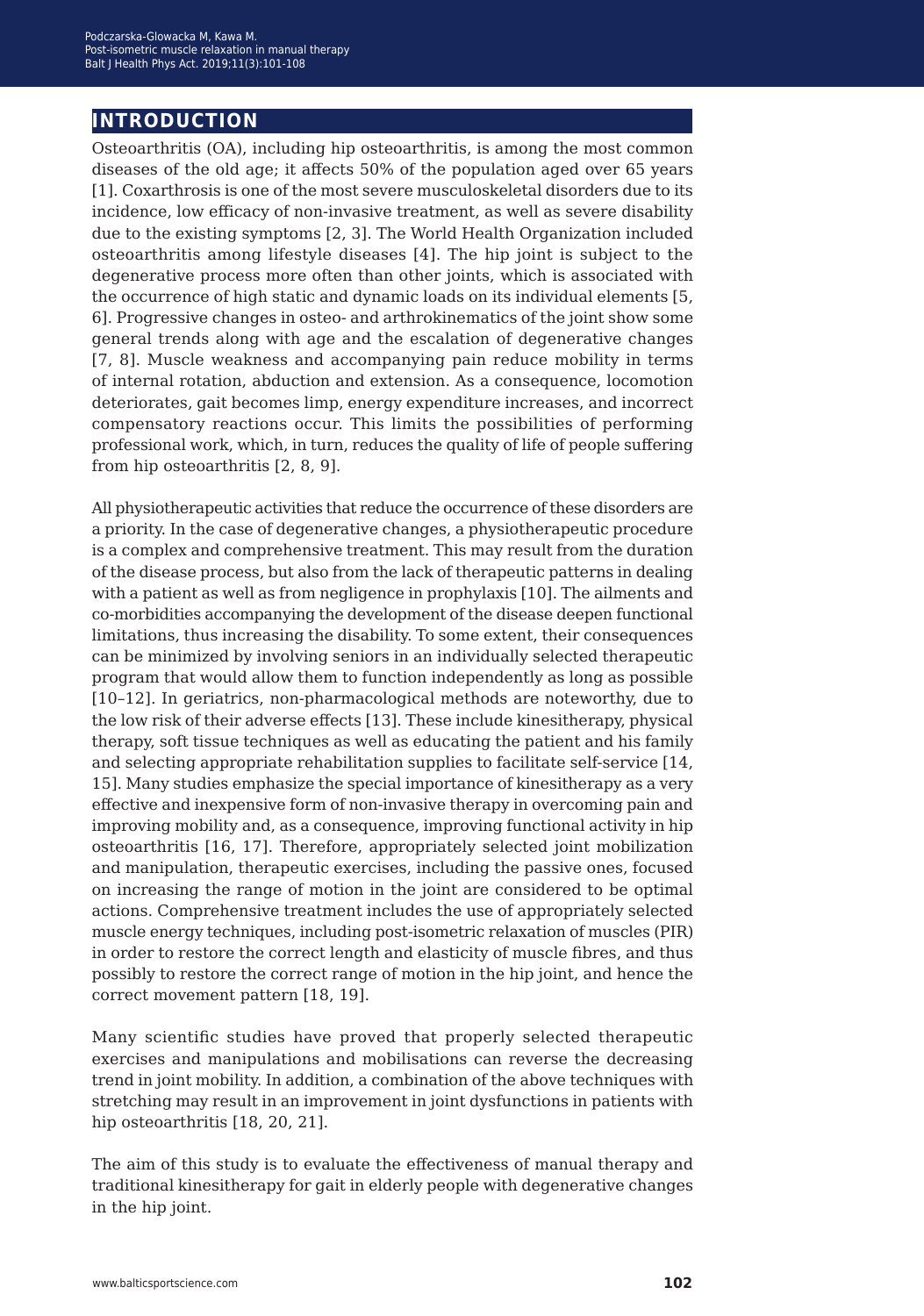## INTRODUCTION

Osteoarthritis (OA), including hip osteoarthritis, is among the most common diseases of the old age; it affects 50% of the population aged over 65 years [1]. Coxarthrosis is one of the most severe musculoskeletal disorders due to its incidence, low efficacy of non-invasive treatment, as well as severe disability due to the existing symptoms [2, 3]. The World Health Organization included osteoarthritis among lifestyle diseases [4]. The hip joint is subject to the degenerative process more often than other joints, which is associated with the occurrence of high static and dynamic loads on its individual elements [5, 6]. Progressive changes in osteo- and arthrokinematics of the joint show some general trends along with age and the escalation of degenerative changes [7, 8]. Muscle weakness and accompanying pain reduce mobility in terms of internal rotation, abduction and extension. As a consequence, locomotion deteriorates, gait becomes limp, energy expenditure increases, and incorrect compensatory reactions occur. This limits the possibilities of performing professional work, which, in turn, reduces the quality of life of people suffering from hip osteoarthritis [2, 8, 9].

All physiotherapeutic activities that reduce the occurrence of these disorders are a priority. In the case of degenerative changes, a physiotherapeutic procedure is a complex and comprehensive treatment. This may result from the duration of the disease process, but also from the lack of therapeutic patterns in dealing with a patient as well as from negligence in prophylaxis [10]. The ailments and co-morbidities accompanying the development of the disease deepen functional limitations, thus increasing the disability. To some extent, their consequences can be minimized by involving seniors in an individually selected therapeutic program that would allow them to function independently as long as possible [10–12]. In geriatrics, non-pharmacological methods are noteworthy, due to the low risk of their adverse effects [13]. These include kinesitherapy, physical therapy, soft tissue techniques as well as educating the patient and his family and selecting appropriate rehabilitation supplies to facilitate self-service [14, 15]. Many studies emphasize the special importance of kinesitherapy as a very effective and inexpensive form of non-invasive therapy in overcoming pain and improving mobility and, as a consequence, improving functional activity in hip osteoarthritis [16, 17]. Therefore, appropriately selected joint mobilization and manipulation, therapeutic exercises, including the passive ones, focused on increasing the range of motion in the joint are considered to be optimal actions. Comprehensive treatment includes the use of appropriately selected muscle energy techniques, including post-isometric relaxation of muscles (PIR) in order to restore the correct length and elasticity of muscle fibres, and thus possibly to restore the correct range of motion in the hip joint, and hence the correct movement pattern [18, 19].

Many scientific studies have proved that properly selected therapeutic exercises and manipulations and mobilisations can reverse the decreasing trend in joint mobility. In addition, a combination of the above techniques with stretching may result in an improvement in joint dysfunctions in patients with hip osteoarthritis [18, 20, 21].

The aim of this study is to evaluate the effectiveness of manual therapy and traditional kinesitherapy for gait in elderly people with degenerative changes in the hip joint.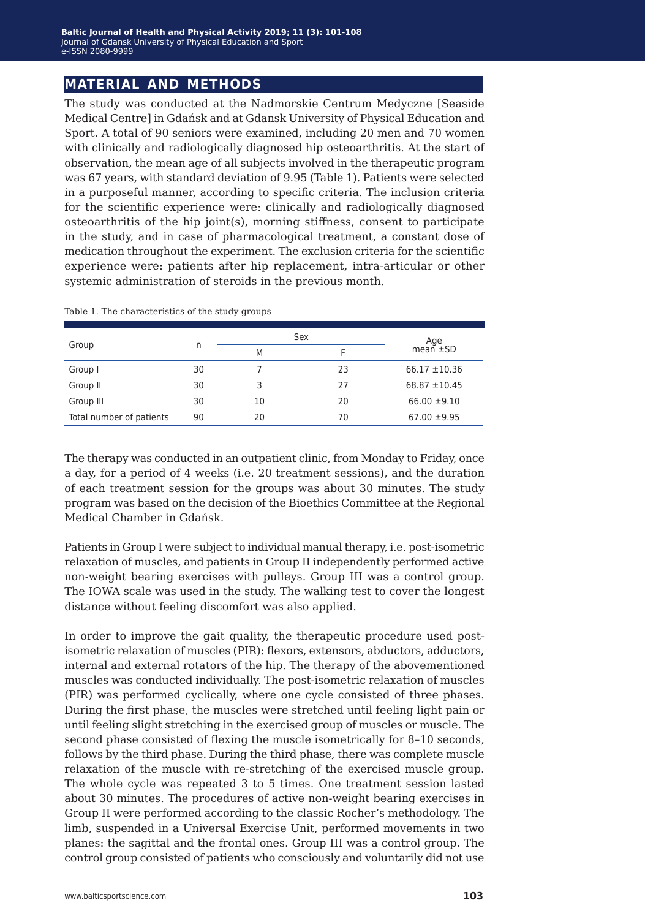## MATERIAL AND METHODS

The study was conducted at the Nadmorskie Centrum Medyczne [Seaside Medical Centre] in Gdańsk and at Gdansk University of Physical Education and Sport. A total of 90 seniors were examined, including 20 men and 70 women with clinically and radiologically diagnosed hip osteoarthritis. At the start of observation, the mean age of all subjects involved in the therapeutic program was 67 years, with standard deviation of 9.95 (Table 1). Patients were selected in a purposeful manner, according to specific criteria. The inclusion criteria for the scientific experience were: clinically and radiologically diagnosed osteoarthritis of the hip joint(s), morning stiffness, consent to participate in the study, and in case of pharmacological treatment, a constant dose of medication throughout the experiment. The exclusion criteria for the scientific experience were: patients after hip replacement, intra-articular or other systemic administration of steroids in the previous month.

Table 1. The characteristics of the study groups

| Group | n | Sex | | Age mean ±SD |
|---|---|---|---|---|
| | | M | F | |
| Group I | 30 | 7 | 23 | 66.17 ±10.36 |
| Group II | 30 | 3 | 27 | 68.87 ±10.45 |
| Group III | 30 | 10 | 20 | 66.00 ±9.10 |
| Total number of patients | 90 | 20 | 70 | 67.00 ±9.95 |

The therapy was conducted in an outpatient clinic, from Monday to Friday, once a day, for a period of 4 weeks (i.e. 20 treatment sessions), and the duration of each treatment session for the groups was about 30 minutes. The study program was based on the decision of the Bioethics Committee at the Regional Medical Chamber in Gdańsk.

Patients in Group I were subject to individual manual therapy, i.e. post-isometric relaxation of muscles, and patients in Group II independently performed active non-weight bearing exercises with pulleys. Group III was a control group. The IOWA scale was used in the study. The walking test to cover the longest distance without feeling discomfort was also applied.

In order to improve the gait quality, the therapeutic procedure used post-isometric relaxation of muscles (PIR): flexors, extensors, abductors, adductors, internal and external rotators of the hip. The therapy of the abovementioned muscles was conducted individually. The post-isometric relaxation of muscles (PIR) was performed cyclically, where one cycle consisted of three phases. During the first phase, the muscles were stretched until feeling light pain or until feeling slight stretching in the exercised group of muscles or muscle. The second phase consisted of flexing the muscle isometrically for 8–10 seconds, follows by the third phase. During the third phase, there was complete muscle relaxation of the muscle with re-stretching of the exercised muscle group. The whole cycle was repeated 3 to 5 times. One treatment session lasted about 30 minutes. The procedures of active non-weight bearing exercises in Group II were performed according to the classic Rocher's methodology. The limb, suspended in a Universal Exercise Unit, performed movements in two planes: the sagittal and the frontal ones. Group III was a control group. The control group consisted of patients who consciously and voluntarily did not use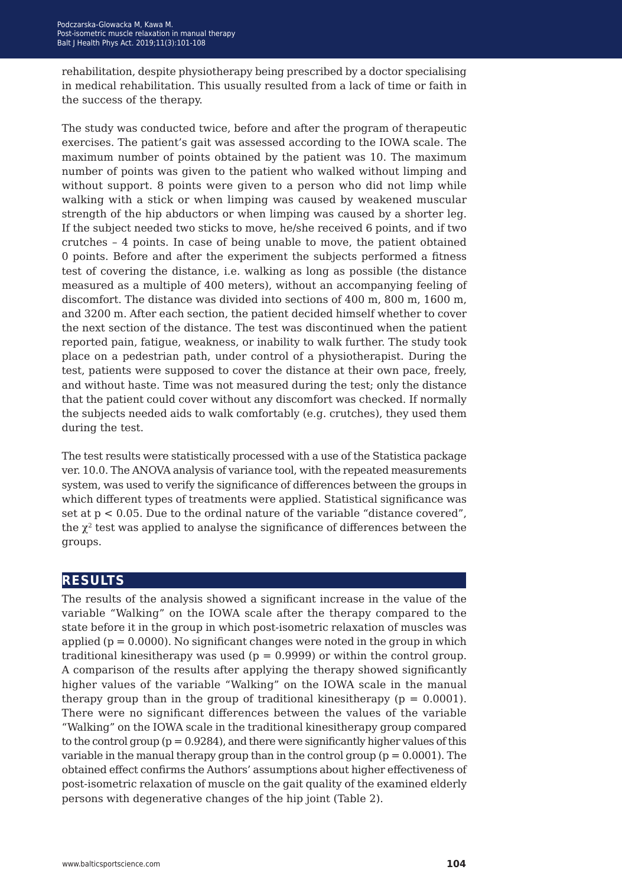rehabilitation, despite physiotherapy being prescribed by a doctor specialising in medical rehabilitation. This usually resulted from a lack of time or faith in the success of the therapy.

The study was conducted twice, before and after the program of therapeutic exercises. The patient's gait was assessed according to the IOWA scale. The maximum number of points obtained by the patient was 10. The maximum number of points was given to the patient who walked without limping and without support. 8 points were given to a person who did not limp while walking with a stick or when limping was caused by weakened muscular strength of the hip abductors or when limping was caused by a shorter leg. If the subject needed two sticks to move, he/she received 6 points, and if two crutches – 4 points. In case of being unable to move, the patient obtained 0 points. Before and after the experiment the subjects performed a fitness test of covering the distance, i.e. walking as long as possible (the distance measured as a multiple of 400 meters), without an accompanying feeling of discomfort. The distance was divided into sections of 400 m, 800 m, 1600 m, and 3200 m. After each section, the patient decided himself whether to cover the next section of the distance. The test was discontinued when the patient reported pain, fatigue, weakness, or inability to walk further. The study took place on a pedestrian path, under control of a physiotherapist. During the test, patients were supposed to cover the distance at their own pace, freely, and without haste. Time was not measured during the test; only the distance that the patient could cover without any discomfort was checked. If normally the subjects needed aids to walk comfortably (e.g. crutches), they used them during the test.

The test results were statistically processed with a use of the Statistica package ver. 10.0. The ANOVA analysis of variance tool, with the repeated measurements system, was used to verify the significance of differences between the groups in which different types of treatments were applied. Statistical significance was set at $p < 0.05$. Due to the ordinal nature of the variable "distance covered", the $\chi^2$ test was applied to analyse the significance of differences between the groups.

## RESULTS

The results of the analysis showed a significant increase in the value of the variable "Walking" on the IOWA scale after the therapy compared to the state before it in the group in which post-isometric relaxation of muscles was applied ($p = 0.0000$). No significant changes were noted in the group in which traditional kinesitherapy was used ($p = 0.9999$) or within the control group. A comparison of the results after applying the therapy showed significantly higher values of the variable "Walking" on the IOWA scale in the manual therapy group than in the group of traditional kinesitherapy ($p = 0.0001$). There were no significant differences between the values of the variable "Walking" on the IOWA scale in the traditional kinesitherapy group compared to the control group ($p = 0.9284$), and there were significantly higher values of this variable in the manual therapy group than in the control group ($p = 0.0001$). The obtained effect confirms the Authors' assumptions about higher effectiveness of post-isometric relaxation of muscle on the gait quality of the examined elderly persons with degenerative changes of the hip joint (Table 2).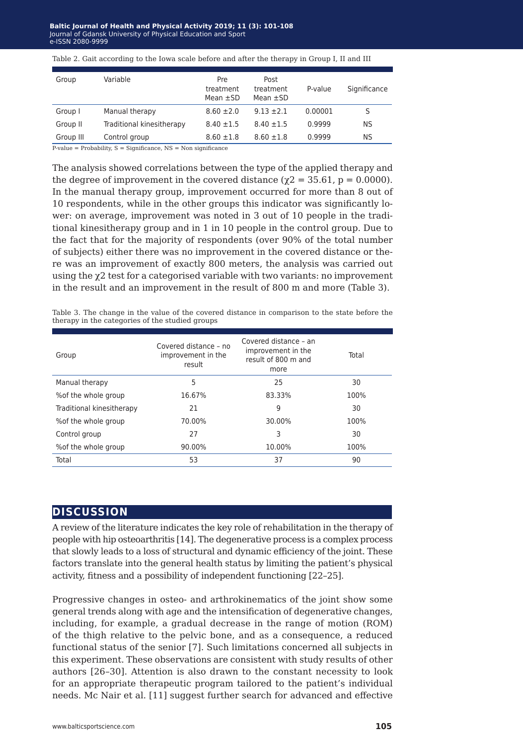Table 2. Gait according to the Iowa scale before and after the therapy in Group I, II and III

| Group | Variable | Pre treatment Mean ±SD | Post treatment Mean ±SD | P-value | Significance |
|---|---|---|---|---|---|
| Group I | Manual therapy | 8.60 ±2.0 | 9.13 ±2.1 | 0.00001 | S |
| Group II | Traditional kinesitherapy | 8.40 ±1.5 | 8.40 ±1.5 | 0.9999 | NS |
| Group III | Control group | 8.60 ±1.8 | 8.60 ±1.8 | 0.9999 | NS |

P-value = Probability, S = Significance, NS = Non significance

The analysis showed correlations between the type of the applied therapy and the degree of improvement in the covered distance ($\chi2 = 35.61$, $p = 0.0000$). In the manual therapy group, improvement occurred for more than 8 out of 10 respondents, while in the other groups this indicator was significantly lower: on average, improvement was noted in 3 out of 10 people in the traditional kinesitherapy group and in 1 in 10 people in the control group. Due to the fact that for the majority of respondents (over 90% of the total number of subjects) either there was no improvement in the covered distance or there was an improvement of exactly 800 meters, the analysis was carried out using the $\chi2$ test for a categorised variable with two variants: no improvement in the result and an improvement in the result of 800 m and more (Table 3).

Table 3. The change in the value of the covered distance in comparison to the state before the therapy in the categories of the studied groups

| Group | Covered distance – no improvement in the result | Covered distance – an improvement in the result of 800 m and more | Total |
|---|---|---|---|
| Manual therapy | 5 | 25 | 30 |
| %of the whole group | 16.67% | 83.33% | 100% |
| Traditional kinesitherapy | 21 | 9 | 30 |
| %of the whole group | 70.00% | 30.00% | 100% |
| Control group | 27 | 3 | 30 |
| %of the whole group | 90.00% | 10.00% | 100% |
| Total | 53 | 37 | 90 |

## DISCUSSION

A review of the literature indicates the key role of rehabilitation in the therapy of people with hip osteoarthritis [14]. The degenerative process is a complex process that slowly leads to a loss of structural and dynamic efficiency of the joint. These factors translate into the general health status by limiting the patient's physical activity, fitness and a possibility of independent functioning [22–25].

Progressive changes in osteo- and arthrokinematics of the joint show some general trends along with age and the intensification of degenerative changes, including, for example, a gradual decrease in the range of motion (ROM) of the thigh relative to the pelvic bone, and as a consequence, a reduced functional status of the senior [7]. Such limitations concerned all subjects in this experiment. These observations are consistent with study results of other authors [26–30]. Attention is also drawn to the constant necessity to look for an appropriate therapeutic program tailored to the patient's individual needs. Mc Nair et al. [11] suggest further search for advanced and effective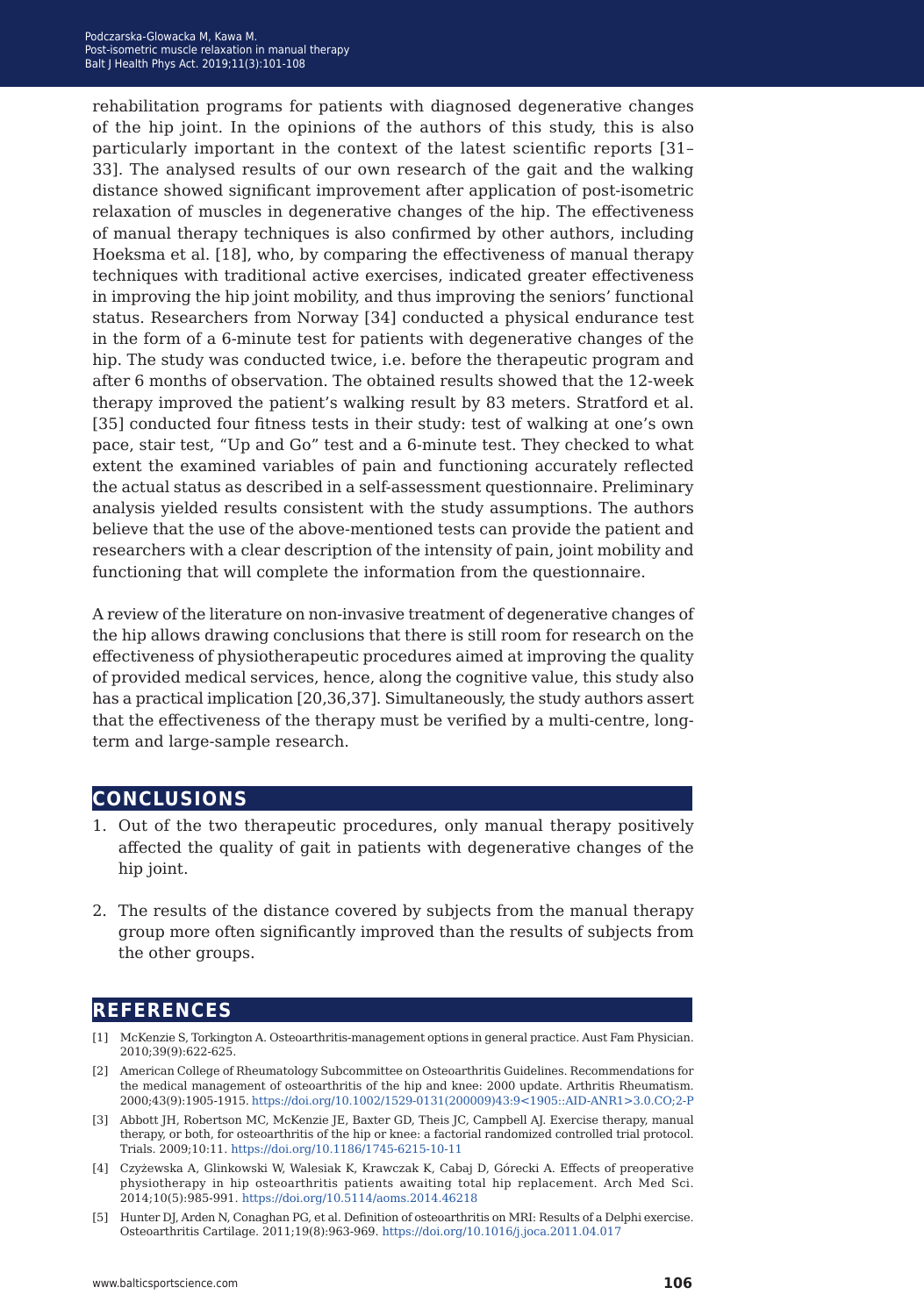rehabilitation programs for patients with diagnosed degenerative changes of the hip joint. In the opinions of the authors of this study, this is also particularly important in the context of the latest scientific reports [31–33]. The analysed results of our own research of the gait and the walking distance showed significant improvement after application of post-isometric relaxation of muscles in degenerative changes of the hip. The effectiveness of manual therapy techniques is also confirmed by other authors, including Hoeksma et al. [18], who, by comparing the effectiveness of manual therapy techniques with traditional active exercises, indicated greater effectiveness in improving the hip joint mobility, and thus improving the seniors' functional status. Researchers from Norway [34] conducted a physical endurance test in the form of a 6-minute test for patients with degenerative changes of the hip. The study was conducted twice, i.e. before the therapeutic program and after 6 months of observation. The obtained results showed that the 12-week therapy improved the patient's walking result by 83 meters. Stratford et al. [35] conducted four fitness tests in their study: test of walking at one's own pace, stair test, "Up and Go" test and a 6-minute test. They checked to what extent the examined variables of pain and functioning accurately reflected the actual status as described in a self-assessment questionnaire. Preliminary analysis yielded results consistent with the study assumptions. The authors believe that the use of the above-mentioned tests can provide the patient and researchers with a clear description of the intensity of pain, joint mobility and functioning that will complete the information from the questionnaire.

A review of the literature on non-invasive treatment of degenerative changes of the hip allows drawing conclusions that there is still room for research on the effectiveness of physiotherapeutic procedures aimed at improving the quality of provided medical services, hence, along the cognitive value, this study also has a practical implication [20,36,37]. Simultaneously, the study authors assert that the effectiveness of the therapy must be verified by a multi-centre, long-term and large-sample research.

## CONCLUSIONS

1. Out of the two therapeutic procedures, only manual therapy positively affected the quality of gait in patients with degenerative changes of the hip joint.

2. The results of the distance covered by subjects from the manual therapy group more often significantly improved than the results of subjects from the other groups.

## REFERENCES

[1] McKenzie S, Torkington A. Osteoarthritis-management options in general practice. Aust Fam Physician. 2010;39(9):622-625.

[2] American College of Rheumatology Subcommittee on Osteoarthritis Guidelines. Recommendations for the medical management of osteoarthritis of the hip and knee: 2000 update. Arthritis Rheumatism. 2000;43(9):1905-1915. https://doi.org/10.1002/1529-0131(200009)43:9<1905::AID-ANR1>3.0.CO;2-P

[3] Abbott JH, Robertson MC, McKenzie JE, Baxter GD, Theis JC, Campbell AJ. Exercise therapy, manual therapy, or both, for osteoarthritis of the hip or knee: a factorial randomized controlled trial protocol. Trials. 2009;10:11. https://doi.org/10.1186/1745-6215-10-11

[4] Czyżewska A, Glinkowski W, Walesiak K, Krawczak K, Cabaj D, Górecki A. Effects of preoperative physiotherapy in hip osteoarthritis patients awaiting total hip replacement. Arch Med Sci. 2014;10(5):985-991. https://doi.org/10.5114/aoms.2014.46218

[5] Hunter DJ, Arden N, Conaghan PG, et al. Definition of osteoarthritis on MRI: Results of a Delphi exercise. Osteoarthritis Cartilage. 2011;19(8):963-969. https://doi.org/10.1016/j.joca.2011.04.017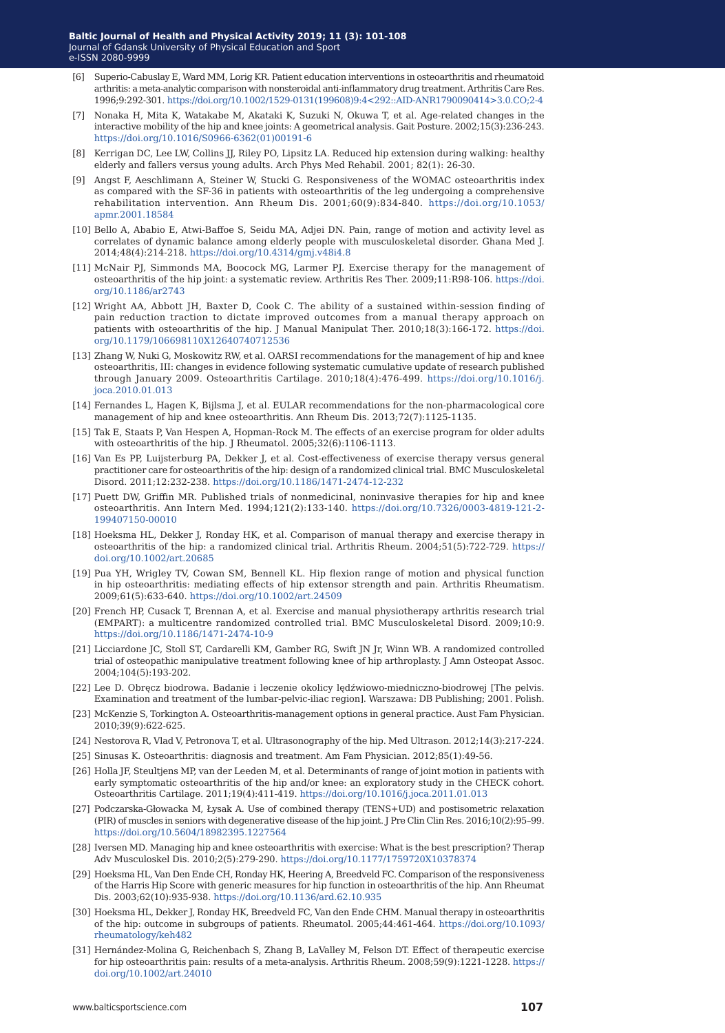[6] Superio-Cabuslay E, Ward MM, Lorig KR. Patient education interventions in osteoarthritis and rheumatoid arthritis: a meta-analytic comparison with nonsteroidal anti-inflammatory drug treatment. Arthritis Care Res. 1996;9:292-301. https://doi.org/10.1002/1529-0131(199608)9:4<292::AID-ANR1790090414>3.0.CO;2-4

[7] Nonaka H, Mita K, Watakabe M, Akataki K, Suzuki N, Okuwa T, et al. Age-related changes in the interactive mobility of the hip and knee joints: A geometrical analysis. Gait Posture. 2002;15(3):236-243. https://doi.org/10.1016/S0966-6362(01)00191-6

[8] Kerrigan DC, Lee LW, Collins JJ, Riley PO, Lipsitz LA. Reduced hip extension during walking: healthy elderly and fallers versus young adults. Arch Phys Med Rehabil. 2001; 82(1): 26-30.

[9] Angst F, Aeschlimann A, Steiner W, Stucki G. Responsiveness of the WOMAC osteoarthritis index as compared with the SF-36 in patients with osteoarthritis of the leg undergoing a comprehensive rehabilitation intervention. Ann Rheum Dis. 2001;60(9):834-840. https://doi.org/10.1053/apmr.2001.18584

[10] Bello A, Ababio E, Atwi-Baffoe S, Seidu MA, Adjei DN. Pain, range of motion and activity level as correlates of dynamic balance among elderly people with musculoskeletal disorder. Ghana Med J. 2014;48(4):214-218. https://doi.org/10.4314/gmj.v48i4.8

[11] McNair PJ, Simmonds MA, Boocock MG, Larmer PJ. Exercise therapy for the management of osteoarthritis of the hip joint: a systematic review. Arthritis Res Ther. 2009;11:R98-106. https://doi.org/10.1186/ar2743

[12] Wright AA, Abbott JH, Baxter D, Cook C. The ability of a sustained within-session finding of pain reduction traction to dictate improved outcomes from a manual therapy approach on patients with osteoarthritis of the hip. J Manual Manipulat Ther. 2010;18(3):166-172. https://doi.org/10.1179/106698110X12640740712536

[13] Zhang W, Nuki G, Moskowitz RW, et al. OARSI recommendations for the management of hip and knee osteoarthritis, III: changes in evidence following systematic cumulative update of research published through January 2009. Osteoarthritis Cartilage. 2010;18(4):476-499. https://doi.org/10.1016/j.joca.2010.01.013

[14] Fernandes L, Hagen K, Bijlsma J, et al. EULAR recommendations for the non-pharmacological core management of hip and knee osteoarthritis. Ann Rheum Dis. 2013;72(7):1125-1135.

[15] Tak E, Staats P, Van Hespen A, Hopman-Rock M. The effects of an exercise program for older adults with osteoarthritis of the hip. J Rheumatol. 2005;32(6):1106-1113.

[16] Van Es PP, Luijsterburg PA, Dekker J, et al. Cost-effectiveness of exercise therapy versus general practitioner care for osteoarthritis of the hip: design of a randomized clinical trial. BMC Musculoskeletal Disord. 2011;12:232-238. https://doi.org/10.1186/1471-2474-12-232

[17] Puett DW, Griffin MR. Published trials of nonmedicinal, noninvasive therapies for hip and knee osteoarthritis. Ann Intern Med. 1994;121(2):133-140. https://doi.org/10.7326/0003-4819-121-2-199407150-00010

[18] Hoeksma HL, Dekker J, Ronday HK, et al. Comparison of manual therapy and exercise therapy in osteoarthritis of the hip: a randomized clinical trial. Arthritis Rheum. 2004;51(5):722-729. https://doi.org/10.1002/art.20685

[19] Pua YH, Wrigley TV, Cowan SM, Bennell KL. Hip flexion range of motion and physical function in hip osteoarthritis: mediating effects of hip extensor strength and pain. Arthritis Rheumatism. 2009;61(5):633-640. https://doi.org/10.1002/art.24509

[20] French HP, Cusack T, Brennan A, et al. Exercise and manual physiotherapy arthritis research trial (EMPART): a multicentre randomized controlled trial. BMC Musculoskelet Disord. 2009;10:9. https://doi.org/10.1186/1471-2474-10-9

[21] Licciardone JC, Stoll ST, Cardarelli KM, Gamber RG, Swift JN Jr, Winn WB. A randomized controlled trial of osteopathic manipulative treatment following knee of hip arthroplasty. J Amn Osteopat Assoc. 2004;104(5):193-202.

[22] Lee D. Obręcz biodrowa. Badanie i leczenie okolicy lędźwiowo-miedniczno-biodrowej [The pelvis. Examination and treatment of the lumbar-pelvic-iliac region]. Warszawa: DB Publishing; 2001. Polish.

[23] McKenzie S, Torkington A. Osteoarthritis-management options in general practice. Aust Fam Physician. 2010;39(9):622-625.

[24] Nestorova R, Vlad V, Petronova T, et al. Ultrasonography of the hip. Med Ultrason. 2012;14(3):217-224.

[25] Sinusas K. Osteoarthritis: diagnosis and treatment. Am Fam Physician. 2012;85(1):49-56.

[26] Holla JF, Steultjens MP, van der Leeden M, et al. Determinants of range of joint motion in patients with early symptomatic osteoarthritis of the hip and/or knee: an exploratory study in the CHECK cohort. Osteoarthritis Cartilage. 2011;19(4):411-419. https://doi.org/10.1016/j.joca.2011.01.013

[27] Podczarska-Głowacka M, Łysak A. Use of combined therapy (TENS+UD) and postisometric relaxation (PIR) of muscles in seniors with degenerative disease of the hip joint. J Pre Clin Clin Res. 2016;10(2):95–99. https://doi.org/10.5604/18982395.1227564

[28] Iversen MD. Managing hip and knee osteoarthritis with exercise: What is the best prescription? Therap Adv Musculoskel Dis. 2010;2(5):279-290. https://doi.org/10.1177/1759720X10378374

[29] Hoeksma HL, Van Den Ende CH, Ronday HK, Heering A, Breedveld FC. Comparison of the responsiveness of the Harris Hip Score with generic measures for hip function in osteoarthritis of the hip. Ann Rheumat Dis. 2003;62(10):935-938. https://doi.org/10.1136/ard.62.10.935

[30] Hoeksma HL, Dekker J, Ronday HK, Breedveld FC, Van den Ende CHM. Manual therapy in osteoarthritis of the hip: outcome in subgroups of patients. Rheumatol. 2005;44:461-464. https://doi.org/10.1093/rheumatology/keh482

[31] Hernández-Molina G, Reichenbach S, Zhang B, LaValley M, Felson DT. Effect of therapeutic exercise for hip osteoarthritis pain: results of a meta-analysis. Arthritis Rheum. 2008;59(9):1221-1228. https://doi.org/10.1002/art.24010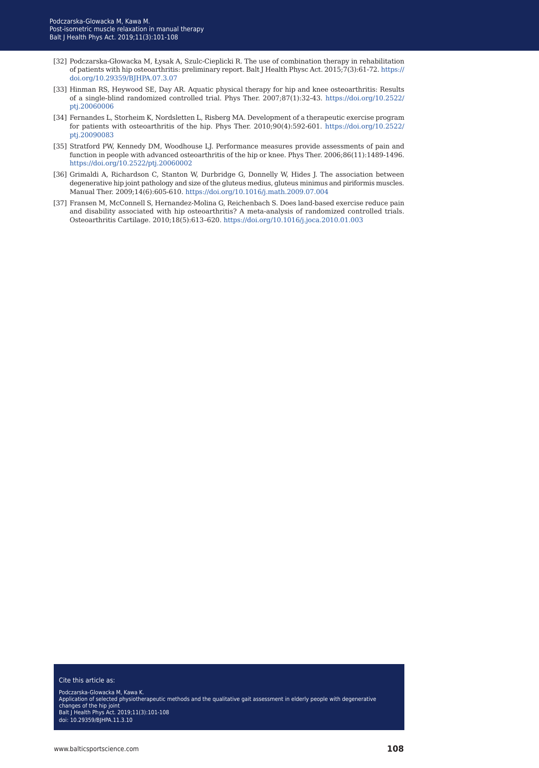[32] Podczarska-Głowacka M, Łysak A, Szulc-Cieplicki R. The use of combination therapy in rehabilitation of patients with hip osteoarthritis: preliminary report. Balt J Health Physc Act. 2015;7(3):61-72. https://doi.org/10.29359/BJHPA.07.3.07

[33] Hinman RS, Heywood SE, Day AR. Aquatic physical therapy for hip and knee osteoarthritis: Results of a single-blind randomized controlled trial. Phys Ther. 2007;87(1):32-43. https://doi.org/10.2522/ptj.20060006

[34] Fernandes L, Storheim K, Nordsletten L, Risberg MA. Development of a therapeutic exercise program for patients with osteoarthritis of the hip. Phys Ther. 2010;90(4):592-601. https://doi.org/10.2522/ptj.20090083

[35] Stratford PW, Kennedy DM, Woodhouse LJ. Performance measures provide assessments of pain and function in people with advanced osteoarthritis of the hip or knee. Phys Ther. 2006;86(11):1489-1496. https://doi.org/10.2522/ptj.20060002

[36] Grimaldi A, Richardson C, Stanton W, Durbridge G, Donnelly W, Hides J. The association between degenerative hip joint pathology and size of the gluteus medius, gluteus minimus and piriformis muscles. Manual Ther. 2009;14(6):605-610. https://doi.org/10.1016/j.math.2009.07.004

[37] Fransen M, McConnell S, Hernandez-Molina G, Reichenbach S. Does land-based exercise reduce pain and disability associated with hip osteoarthritis? A meta-analysis of randomized controlled trials. Osteoarthritis Cartilage. 2010;18(5):613–620. https://doi.org/10.1016/j.joca.2010.01.003

Cite this article as:

Podczarska-Glowacka M, Kawa K.
Application of selected physiotherapeutic methods and the qualitative gait assessment in elderly people with degenerative changes of the hip joint
Balt J Health Phys Act. 2019;11(3):101-108
doi: 10.29359/BJHPA.11.3.10